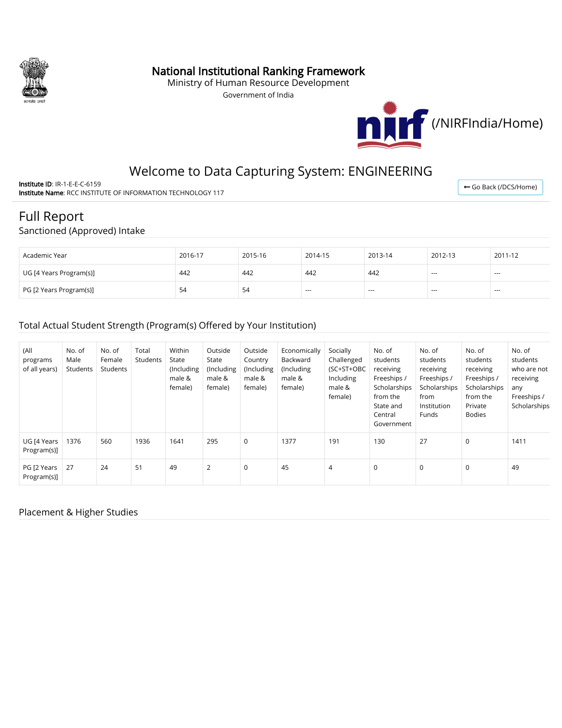# National Institutional Ranking Framework

Ministry of Human Resource Development

Government of India

(/NIRFIndia/Home)

## Welcome to Data Capturing System: ENGINEERING

**Institute ID**: IR-1-E-E-C-6159

**Institute Name**: RCC INSTITUTE OF INFORMATION TECHNOLOGY 117

Go Back (/DCS/Home)

# Full Report

## Sanctioned (Approved) Intake

| Academic Year | 2016-17 | 2015-16 | 2014-15 | 2013-14 | 2012-13 | 2011-12 |
|---|---|---|---|---|---|---|
| UG [4 Years Program(s)] | 442 | 442 | 442 | 442 | --- | --- |
| PG [2 Years Program(s)] | 54 | 54 | --- | --- | --- | --- |

## Total Actual Student Strength (Program(s) Offered by Your Institution)

| (All programs of all years) | No. of Male Students | No. of Female Students | Total Students | Within State (Including male & female) | Outside State (Including male & female) | Outside Country (Including male & female) | Economically Backward (Including male & female) | Socially Challenged (SC+ST+OBC Including male & female) | No. of students receiving Freeships / Scholarships from the State and Central Government | No. of students receiving Freeships / Scholarships from Institution Funds | No. of students receiving Freeships / Scholarships from the Private Bodies | No. of students who are not receiving any Freeships / Scholarships |
|---|---|---|---|---|---|---|---|---|---|---|---|---|
| UG [4 Years Program(s)] | 1376 | 560 | 1936 | 1641 | 295 | 0 | 1377 | 191 | 130 | 27 | 0 | 1411 |
| PG [2 Years Program(s)] | 27 | 24 | 51 | 49 | 2 | 0 | 45 | 4 | 0 | 0 | 0 | 49 |

## Placement & Higher Studies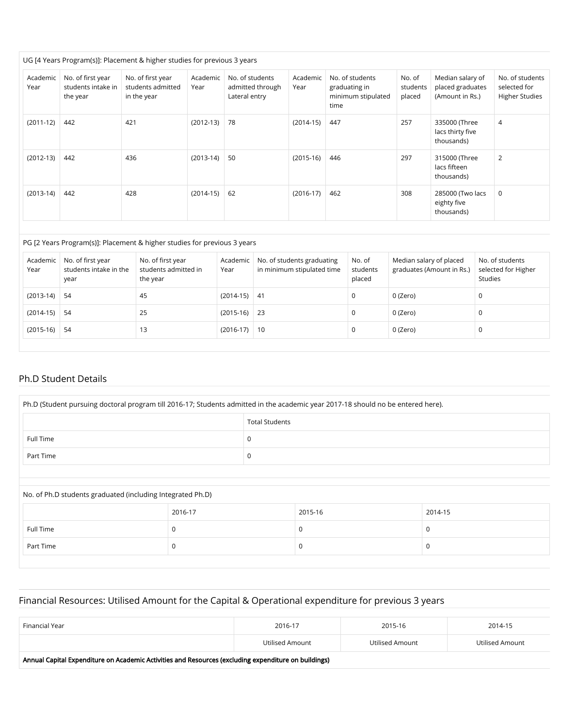UG [4 Years Program(s)]: Placement & higher studies for previous 3 years

| Academic Year | No. of first year students intake in the year | No. of first year students admitted in the year | Academic Year | No. of students admitted through Lateral entry | Academic Year | No. of students graduating in minimum stipulated time | No. of students placed | Median salary of placed graduates (Amount in Rs.) | No. of students selected for Higher Studies |
|---|---|---|---|---|---|---|---|---|---|
| (2011-12) | 442 | 421 | (2012-13) | 78 | (2014-15) | 447 | 257 | 335000 (Three lacs thirty five thousands) | 4 |
| (2012-13) | 442 | 436 | (2013-14) | 50 | (2015-16) | 446 | 297 | 315000 (Three lacs fifteen thousands) | 2 |
| (2013-14) | 442 | 428 | (2014-15) | 62 | (2016-17) | 462 | 308 | 285000 (Two lacs eighty five thousands) | 0 |

PG [2 Years Program(s)]: Placement & higher studies for previous 3 years

| Academic Year | No. of first year students intake in the year | No. of first year students admitted in the year | Academic Year | No. of students graduating in minimum stipulated time | No. of students placed | Median salary of placed graduates (Amount in Rs.) | No. of students selected for Higher Studies |
|---|---|---|---|---|---|---|---|
| (2013-14) | 54 | 45 | (2014-15) | 41 | 0 | 0 (Zero) | 0 |
| (2014-15) | 54 | 25 | (2015-16) | 23 | 0 | 0 (Zero) | 0 |
| (2015-16) | 54 | 13 | (2016-17) | 10 | 0 | 0 (Zero) | 0 |

## Ph.D Student Details

Ph.D (Student pursuing doctoral program till 2016-17; Students admitted in the academic year 2017-18 should no be entered here).

| | Total Students |
|---|---|
| Full Time | 0 |
| Part Time | 0 |

No. of Ph.D students graduated (including Integrated Ph.D)

| | 2016-17 | 2015-16 | 2014-15 |
|---|---|---|---|
| Full Time | 0 | 0 | 0 |
| Part Time | 0 | 0 | 0 |

## Financial Resources: Utilised Amount for the Capital & Operational expenditure for previous 3 years

| Financial Year | 2016-17 | 2015-16 | 2014-15 |
|---|---|---|---|
| | Utilised Amount | Utilised Amount | Utilised Amount |
| **Annual Capital Expenditure on Academic Activities and Resources (excluding expenditure on buildings)** | | | |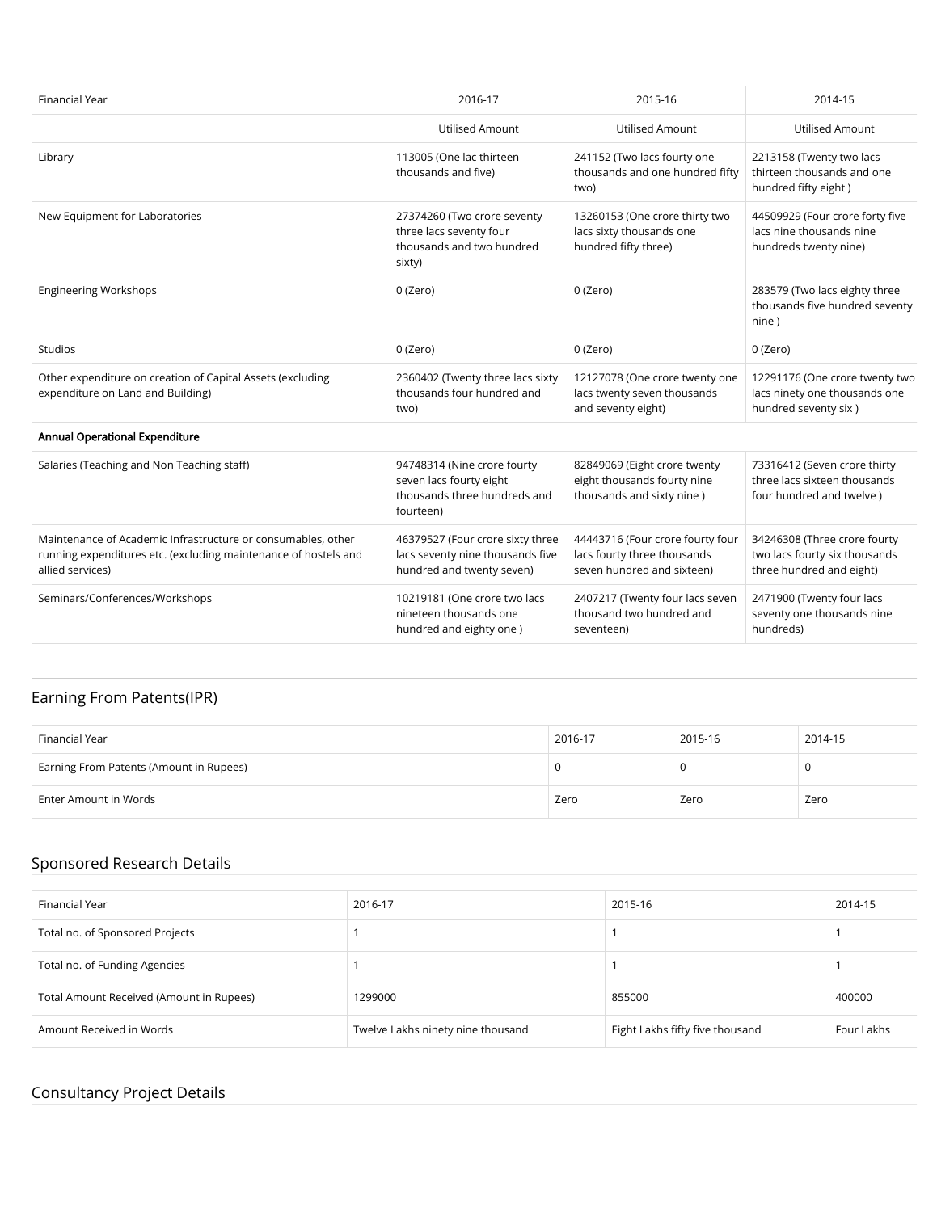| Financial Year | 2016-17 | 2015-16 | 2014-15 |
|---|---|---|---|
| | Utilised Amount | Utilised Amount | Utilised Amount |
| Library | 113005 (One lac thirteen thousands and five) | 241152 (Two lacs fourty one thousands and one hundred fifty two) | 2213158 (Twenty two lacs thirteen thousands and one hundred fifty eight ) |
| New Equipment for Laboratories | 27374260 (Two crore seventy three lacs seventy four thousands and two hundred sixty) | 13260153 (One crore thirty two lacs sixty thousands one hundred fifty three) | 44509929 (Four crore forty five lacs nine thousands nine hundreds twenty nine) |
| Engineering Workshops | 0 (Zero) | 0 (Zero) | 283579 (Two lacs eighty three thousands five hundred seventy nine ) |
| Studios | 0 (Zero) | 0 (Zero) | 0 (Zero) |
| Other expenditure on creation of Capital Assets (excluding expenditure on Land and Building) | 2360402 (Twenty three lacs sixty thousands four hundred and two) | 12127078 (One crore twenty one lacs twenty seven thousands and seventy eight) | 12291176 (One crore twenty two lacs ninety one thousands one hundred seventy six ) |
| **Annual Operational Expenditure** | | | |
| Salaries (Teaching and Non Teaching staff) | 94748314 (Nine crore fourty seven lacs fourty eight thousands three hundreds and fourteen) | 82849069 (Eight crore twenty eight thousands fourty nine thousands and sixty nine ) | 73316412 (Seven crore thirty three lacs sixteen thousands four hundred and twelve ) |
| Maintenance of Academic Infrastructure or consumables, other running expenditures etc. (excluding maintenance of hostels and allied services) | 46379527 (Four crore sixty three lacs seventy nine thousands five hundred and twenty seven) | 44443716 (Four crore fourty four lacs fourty three thousands seven hundred and sixteen) | 34246308 (Three crore fourty two lacs fourty six thousands three hundred and eight) |
| Seminars/Conferences/Workshops | 10219181 (One crore two lacs nineteen thousands one hundred and eighty one ) | 2407217 (Twenty four lacs seven thousand two hundred and seventeen) | 2471900 (Twenty four lacs seventy one thousands nine hundreds) |

## Earning From Patents(IPR)

| Financial Year | 2016-17 | 2015-16 | 2014-15 |
|---|---|---|---|
| Earning From Patents (Amount in Rupees) | 0 | 0 | 0 |
| Enter Amount in Words | Zero | Zero | Zero |

## Sponsored Research Details

| Financial Year | 2016-17 | 2015-16 | 2014-15 |
|---|---|---|---|
| Total no. of Sponsored Projects | 1 | 1 | 1 |
| Total no. of Funding Agencies | 1 | 1 | 1 |
| Total Amount Received (Amount in Rupees) | 1299000 | 855000 | 400000 |
| Amount Received in Words | Twelve Lakhs ninety nine thousand | Eight Lakhs fifty five thousand | Four Lakhs |

## Consultancy Project Details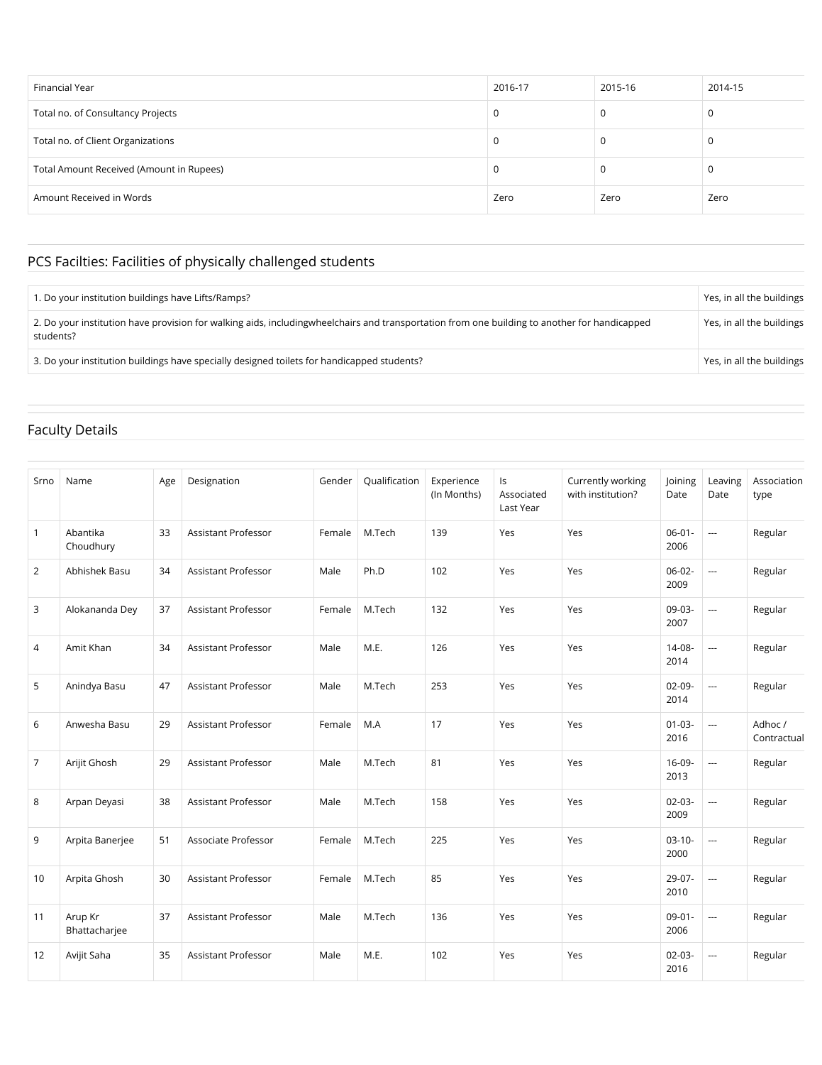| Financial Year | 2016-17 | 2015-16 | 2014-15 |
| --- | --- | --- | --- |
| Total no. of Consultancy Projects | 0 | 0 | 0 |
| Total no. of Client Organizations | 0 | 0 | 0 |
| Total Amount Received (Amount in Rupees) | 0 | 0 | 0 |
| Amount Received in Words | Zero | Zero | Zero |

## PCS Facilties: Facilities of physically challenged students

| | |
| --- | --- |
| 1. Do your institution buildings have Lifts/Ramps? | Yes, in all the buildings |
| 2. Do your institution have provision for walking aids, includingwheelchairs and transportation from one building to another for handicapped students? | Yes, in all the buildings |
| 3. Do your institution buildings have specially designed toilets for handicapped students? | Yes, in all the buildings |

## Faculty Details

| Srno | Name | Age | Designation | Gender | Qualification | Experience (In Months) | Is Associated Last Year | Currently working with institution? | Joining Date | Leaving Date | Association type |
| --- | --- | --- | --- | --- | --- | --- | --- | --- | --- | --- | --- |
| 1 | Abantika Choudhury | 33 | Assistant Professor | Female | M.Tech | 139 | Yes | Yes | 06-01-2006 | --- | Regular |
| 2 | Abhishek Basu | 34 | Assistant Professor | Male | Ph.D | 102 | Yes | Yes | 06-02-2009 | --- | Regular |
| 3 | Alokananda Dey | 37 | Assistant Professor | Female | M.Tech | 132 | Yes | Yes | 09-03-2007 | --- | Regular |
| 4 | Amit Khan | 34 | Assistant Professor | Male | M.E. | 126 | Yes | Yes | 14-08-2014 | --- | Regular |
| 5 | Anindya Basu | 47 | Assistant Professor | Male | M.Tech | 253 | Yes | Yes | 02-09-2014 | --- | Regular |
| 6 | Anwesha Basu | 29 | Assistant Professor | Female | M.A | 17 | Yes | Yes | 01-03-2016 | --- | Adhoc / Contractual |
| 7 | Arijit Ghosh | 29 | Assistant Professor | Male | M.Tech | 81 | Yes | Yes | 16-09-2013 | --- | Regular |
| 8 | Arpan Deyasi | 38 | Assistant Professor | Male | M.Tech | 158 | Yes | Yes | 02-03-2009 | --- | Regular |
| 9 | Arpita Banerjee | 51 | Associate Professor | Female | M.Tech | 225 | Yes | Yes | 03-10-2000 | --- | Regular |
| 10 | Arpita Ghosh | 30 | Assistant Professor | Female | M.Tech | 85 | Yes | Yes | 29-07-2010 | --- | Regular |
| 11 | Arup Kr Bhattacharjee | 37 | Assistant Professor | Male | M.Tech | 136 | Yes | Yes | 09-01-2006 | --- | Regular |
| 12 | Avijit Saha | 35 | Assistant Professor | Male | M.E. | 102 | Yes | Yes | 02-03-2016 | --- | Regular |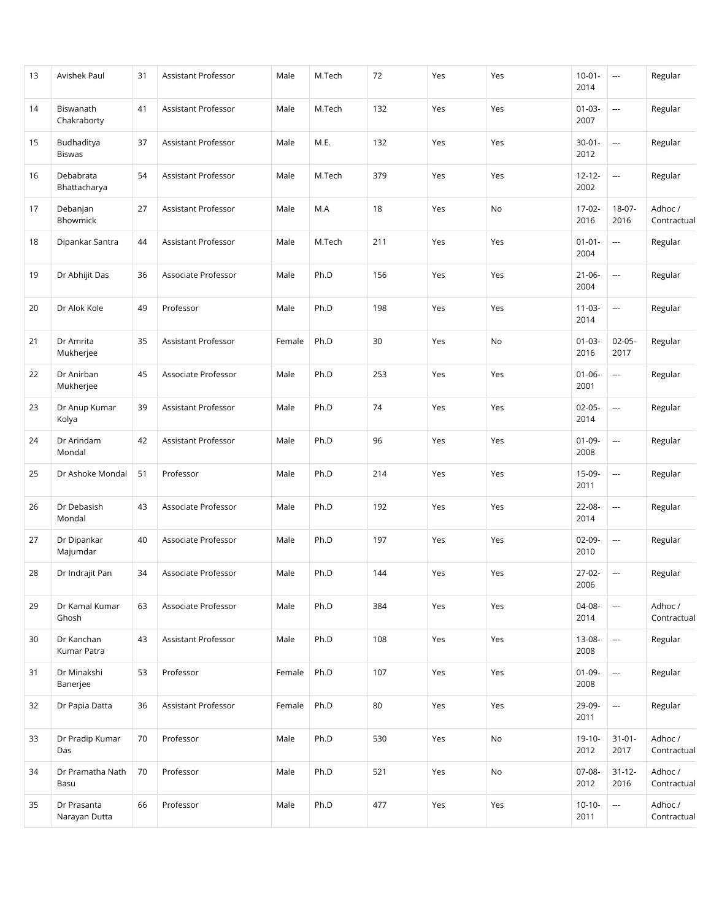| 13 | Avishek Paul | 31 | Assistant Professor | Male | M.Tech | 72 | Yes | Yes | 10-01-2014 | --- | Regular |
|---|---|---|---|---|---|---|---|---|---|---|---|
| 14 | Biswanath Chakraborty | 41 | Assistant Professor | Male | M.Tech | 132 | Yes | Yes | 01-03-2007 | --- | Regular |
| 15 | Budhaditya Biswas | 37 | Assistant Professor | Male | M.E. | 132 | Yes | Yes | 30-01-2012 | --- | Regular |
| 16 | Debabrata Bhattacharya | 54 | Assistant Professor | Male | M.Tech | 379 | Yes | Yes | 12-12-2002 | --- | Regular |
| 17 | Debanjan Bhowmick | 27 | Assistant Professor | Male | M.A | 18 | Yes | No | 17-02-2016 | 18-07-2016 | Adhoc / Contractual |
| 18 | Dipankar Santra | 44 | Assistant Professor | Male | M.Tech | 211 | Yes | Yes | 01-01-2004 | --- | Regular |
| 19 | Dr Abhijit Das | 36 | Associate Professor | Male | Ph.D | 156 | Yes | Yes | 21-06-2004 | --- | Regular |
| 20 | Dr Alok Kole | 49 | Professor | Male | Ph.D | 198 | Yes | Yes | 11-03-2014 | --- | Regular |
| 21 | Dr Amrita Mukherjee | 35 | Assistant Professor | Female | Ph.D | 30 | Yes | No | 01-03-2016 | 02-05-2017 | Regular |
| 22 | Dr Anirban Mukherjee | 45 | Associate Professor | Male | Ph.D | 253 | Yes | Yes | 01-06-2001 | --- | Regular |
| 23 | Dr Anup Kumar Kolya | 39 | Assistant Professor | Male | Ph.D | 74 | Yes | Yes | 02-05-2014 | --- | Regular |
| 24 | Dr Arindam Mondal | 42 | Assistant Professor | Male | Ph.D | 96 | Yes | Yes | 01-09-2008 | --- | Regular |
| 25 | Dr Ashoke Mondal | 51 | Professor | Male | Ph.D | 214 | Yes | Yes | 15-09-2011 | --- | Regular |
| 26 | Dr Debasish Mondal | 43 | Associate Professor | Male | Ph.D | 192 | Yes | Yes | 22-08-2014 | --- | Regular |
| 27 | Dr Dipankar Majumdar | 40 | Associate Professor | Male | Ph.D | 197 | Yes | Yes | 02-09-2010 | --- | Regular |
| 28 | Dr Indrajit Pan | 34 | Associate Professor | Male | Ph.D | 144 | Yes | Yes | 27-02-2006 | --- | Regular |
| 29 | Dr Kamal Kumar Ghosh | 63 | Associate Professor | Male | Ph.D | 384 | Yes | Yes | 04-08-2014 | --- | Adhoc / Contractual |
| 30 | Dr Kanchan Kumar Patra | 43 | Assistant Professor | Male | Ph.D | 108 | Yes | Yes | 13-08-2008 | --- | Regular |
| 31 | Dr Minakshi Banerjee | 53 | Professor | Female | Ph.D | 107 | Yes | Yes | 01-09-2008 | --- | Regular |
| 32 | Dr Papia Datta | 36 | Assistant Professor | Female | Ph.D | 80 | Yes | Yes | 29-09-2011 | --- | Regular |
| 33 | Dr Pradip Kumar Das | 70 | Professor | Male | Ph.D | 530 | Yes | No | 19-10-2012 | 31-01-2017 | Adhoc / Contractual |
| 34 | Dr Pramatha Nath Basu | 70 | Professor | Male | Ph.D | 521 | Yes | No | 07-08-2012 | 31-12-2016 | Adhoc / Contractual |
| 35 | Dr Prasanta Narayan Dutta | 66 | Professor | Male | Ph.D | 477 | Yes | Yes | 10-10-2011 | --- | Adhoc / Contractual |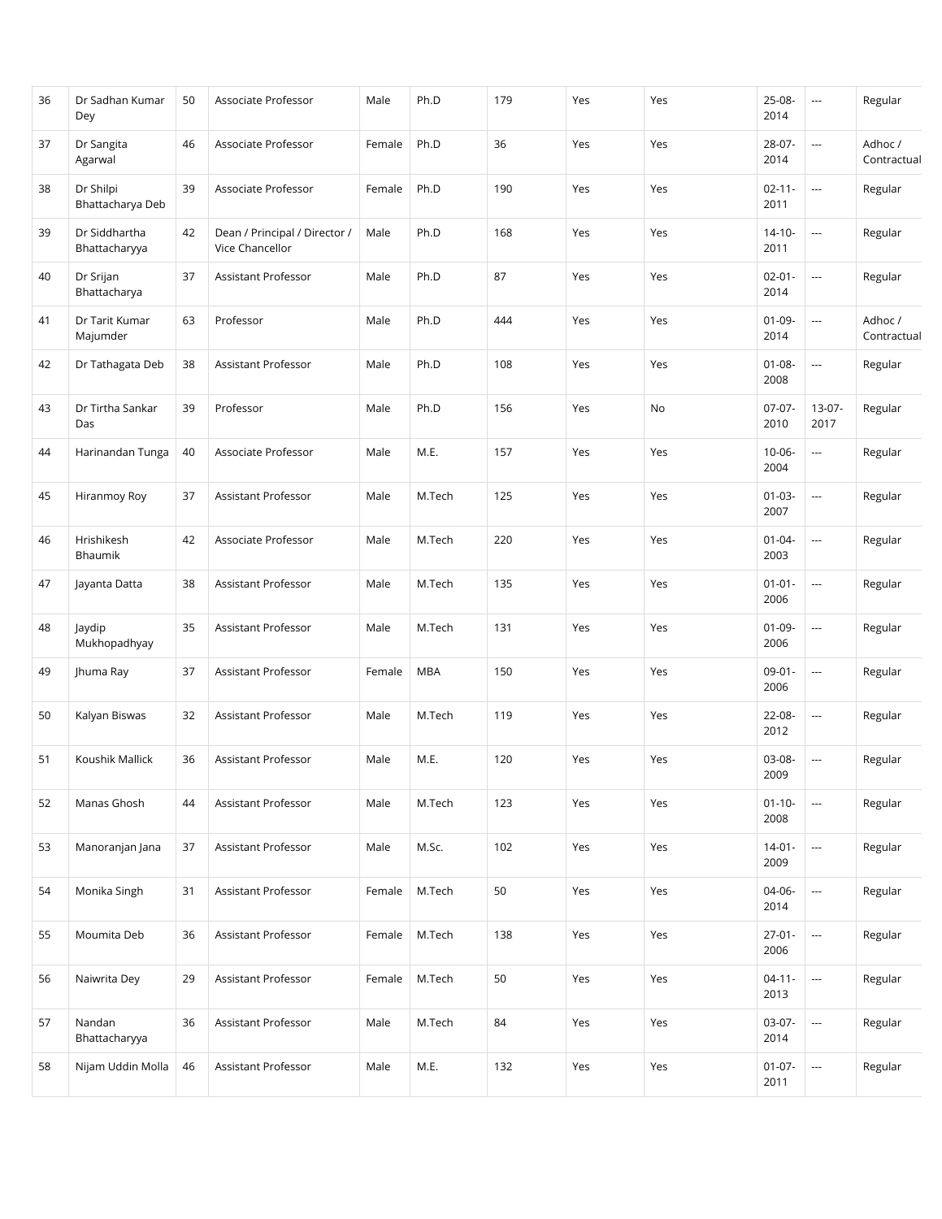| 36 | Dr Sadhan Kumar Dey | 50 | Associate Professor | Male | Ph.D | 179 | Yes | Yes | 25-08-2014 | --- | Regular |
|---|---|---|---|---|---|---|---|---|---|---|---|
| 37 | Dr Sangita Agarwal | 46 | Associate Professor | Female | Ph.D | 36 | Yes | Yes | 28-07-2014 | --- | Adhoc / Contractual |
| 38 | Dr Shilpi Bhattacharya Deb | 39 | Associate Professor | Female | Ph.D | 190 | Yes | Yes | 02-11-2011 | --- | Regular |
| 39 | Dr Siddhartha Bhattacharyya | 42 | Dean / Principal / Director / Vice Chancellor | Male | Ph.D | 168 | Yes | Yes | 14-10-2011 | --- | Regular |
| 40 | Dr Srijan Bhattacharya | 37 | Assistant Professor | Male | Ph.D | 87 | Yes | Yes | 02-01-2014 | --- | Regular |
| 41 | Dr Tarit Kumar Majumder | 63 | Professor | Male | Ph.D | 444 | Yes | Yes | 01-09-2014 | --- | Adhoc / Contractual |
| 42 | Dr Tathagata Deb | 38 | Assistant Professor | Male | Ph.D | 108 | Yes | Yes | 01-08-2008 | --- | Regular |
| 43 | Dr Tirtha Sankar Das | 39 | Professor | Male | Ph.D | 156 | Yes | No | 07-07-2010 | 13-07-2017 | Regular |
| 44 | Harinandan Tunga | 40 | Associate Professor | Male | M.E. | 157 | Yes | Yes | 10-06-2004 | --- | Regular |
| 45 | Hiranmoy Roy | 37 | Assistant Professor | Male | M.Tech | 125 | Yes | Yes | 01-03-2007 | --- | Regular |
| 46 | Hrishikesh Bhaumik | 42 | Associate Professor | Male | M.Tech | 220 | Yes | Yes | 01-04-2003 | --- | Regular |
| 47 | Jayanta Datta | 38 | Assistant Professor | Male | M.Tech | 135 | Yes | Yes | 01-01-2006 | --- | Regular |
| 48 | Jaydip Mukhopadhyay | 35 | Assistant Professor | Male | M.Tech | 131 | Yes | Yes | 01-09-2006 | --- | Regular |
| 49 | Jhuma Ray | 37 | Assistant Professor | Female | MBA | 150 | Yes | Yes | 09-01-2006 | --- | Regular |
| 50 | Kalyan Biswas | 32 | Assistant Professor | Male | M.Tech | 119 | Yes | Yes | 22-08-2012 | --- | Regular |
| 51 | Koushik Mallick | 36 | Assistant Professor | Male | M.E. | 120 | Yes | Yes | 03-08-2009 | --- | Regular |
| 52 | Manas Ghosh | 44 | Assistant Professor | Male | M.Tech | 123 | Yes | Yes | 01-10-2008 | --- | Regular |
| 53 | Manoranjan Jana | 37 | Assistant Professor | Male | M.Sc. | 102 | Yes | Yes | 14-01-2009 | --- | Regular |
| 54 | Monika Singh | 31 | Assistant Professor | Female | M.Tech | 50 | Yes | Yes | 04-06-2014 | --- | Regular |
| 55 | Moumita Deb | 36 | Assistant Professor | Female | M.Tech | 138 | Yes | Yes | 27-01-2006 | --- | Regular |
| 56 | Naiwrita Dey | 29 | Assistant Professor | Female | M.Tech | 50 | Yes | Yes | 04-11-2013 | --- | Regular |
| 57 | Nandan Bhattacharyya | 36 | Assistant Professor | Male | M.Tech | 84 | Yes | Yes | 03-07-2014 | --- | Regular |
| 58 | Nijam Uddin Molla | 46 | Assistant Professor | Male | M.E. | 132 | Yes | Yes | 01-07-2011 | --- | Regular |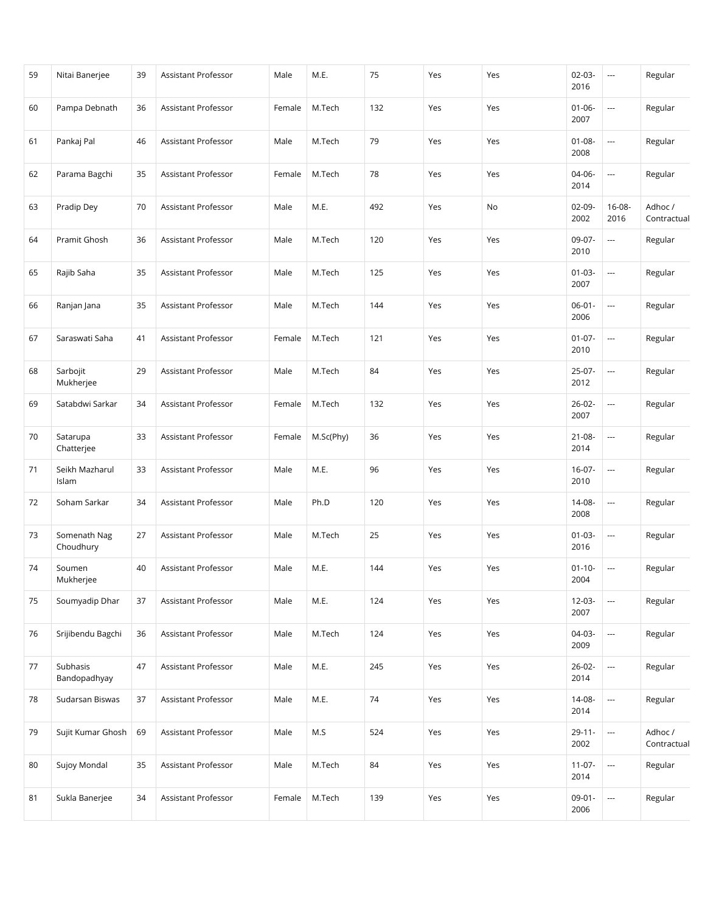| | | | | | | | | | | | |
|---|---|---|---|---|---|---|---|---|---|---|---|
| 59 | Nitai Banerjee | 39 | Assistant Professor | Male | M.E. | 75 | Yes | Yes | 02-03-2016 | --- | Regular |
| 60 | Pampa Debnath | 36 | Assistant Professor | Female | M.Tech | 132 | Yes | Yes | 01-06-2007 | --- | Regular |
| 61 | Pankaj Pal | 46 | Assistant Professor | Male | M.Tech | 79 | Yes | Yes | 01-08-2008 | --- | Regular |
| 62 | Parama Bagchi | 35 | Assistant Professor | Female | M.Tech | 78 | Yes | Yes | 04-06-2014 | --- | Regular |
| 63 | Pradip Dey | 70 | Assistant Professor | Male | M.E. | 492 | Yes | No | 02-09-2002 | 16-08-2016 | Adhoc / Contractual |
| 64 | Pramit Ghosh | 36 | Assistant Professor | Male | M.Tech | 120 | Yes | Yes | 09-07-2010 | --- | Regular |
| 65 | Rajib Saha | 35 | Assistant Professor | Male | M.Tech | 125 | Yes | Yes | 01-03-2007 | --- | Regular |
| 66 | Ranjan Jana | 35 | Assistant Professor | Male | M.Tech | 144 | Yes | Yes | 06-01-2006 | --- | Regular |
| 67 | Saraswati Saha | 41 | Assistant Professor | Female | M.Tech | 121 | Yes | Yes | 01-07-2010 | --- | Regular |
| 68 | Sarbojit Mukherjee | 29 | Assistant Professor | Male | M.Tech | 84 | Yes | Yes | 25-07-2012 | --- | Regular |
| 69 | Satabdwi Sarkar | 34 | Assistant Professor | Female | M.Tech | 132 | Yes | Yes | 26-02-2007 | --- | Regular |
| 70 | Satarupa Chatterjee | 33 | Assistant Professor | Female | M.Sc(Phy) | 36 | Yes | Yes | 21-08-2014 | --- | Regular |
| 71 | Seikh Mazharul Islam | 33 | Assistant Professor | Male | M.E. | 96 | Yes | Yes | 16-07-2010 | --- | Regular |
| 72 | Soham Sarkar | 34 | Assistant Professor | Male | Ph.D | 120 | Yes | Yes | 14-08-2008 | --- | Regular |
| 73 | Somenath Nag Choudhury | 27 | Assistant Professor | Male | M.Tech | 25 | Yes | Yes | 01-03-2016 | --- | Regular |
| 74 | Soumen Mukherjee | 40 | Assistant Professor | Male | M.E. | 144 | Yes | Yes | 01-10-2004 | --- | Regular |
| 75 | Soumyadip Dhar | 37 | Assistant Professor | Male | M.E. | 124 | Yes | Yes | 12-03-2007 | --- | Regular |
| 76 | Srijibendu Bagchi | 36 | Assistant Professor | Male | M.Tech | 124 | Yes | Yes | 04-03-2009 | --- | Regular |
| 77 | Subhasis Bandopadhyay | 47 | Assistant Professor | Male | M.E. | 245 | Yes | Yes | 26-02-2014 | --- | Regular |
| 78 | Sudarsan Biswas | 37 | Assistant Professor | Male | M.E. | 74 | Yes | Yes | 14-08-2014 | --- | Regular |
| 79 | Sujit Kumar Ghosh | 69 | Assistant Professor | Male | M.S | 524 | Yes | Yes | 29-11-2002 | --- | Adhoc / Contractual |
| 80 | Sujoy Mondal | 35 | Assistant Professor | Male | M.Tech | 84 | Yes | Yes | 11-07-2014 | --- | Regular |
| 81 | Sukla Banerjee | 34 | Assistant Professor | Female | M.Tech | 139 | Yes | Yes | 09-01-2006 | --- | Regular |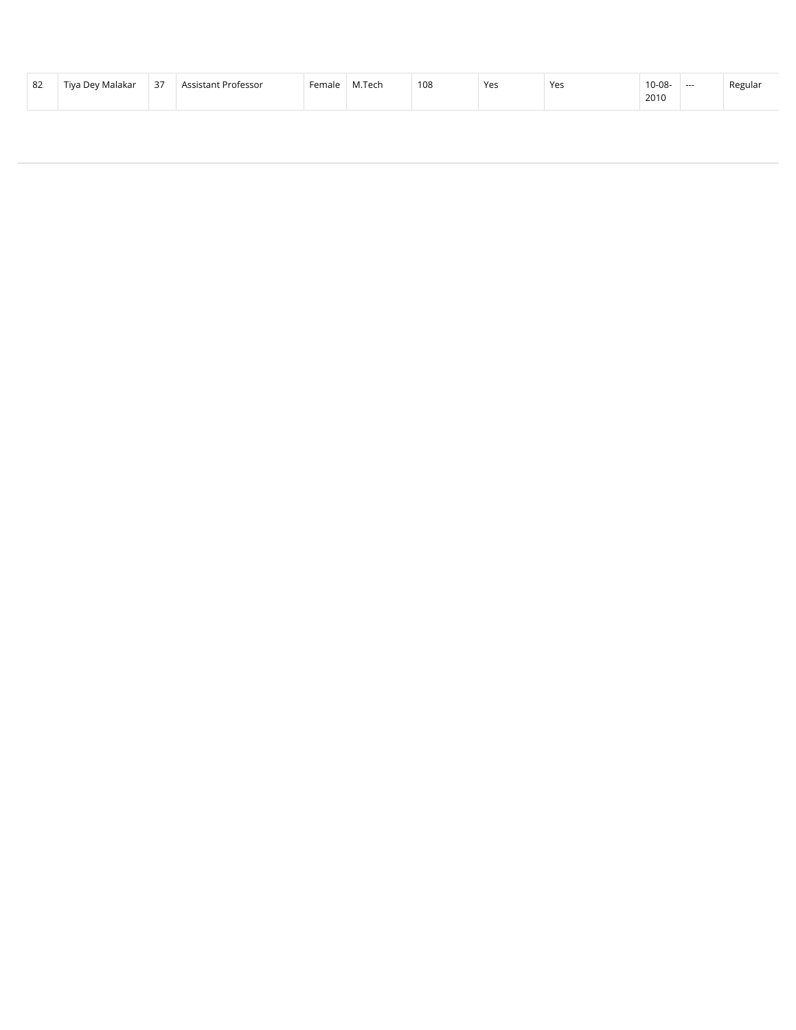| | | | | | | | | | | | |
|---|---|---|---|---|---|---|---|---|---|---|---|
| 82 | Tiya Dey Malakar | 37 | Assistant Professor | Female | M.Tech | 108 | Yes | Yes | 10-08-2010 | --- | Regular |